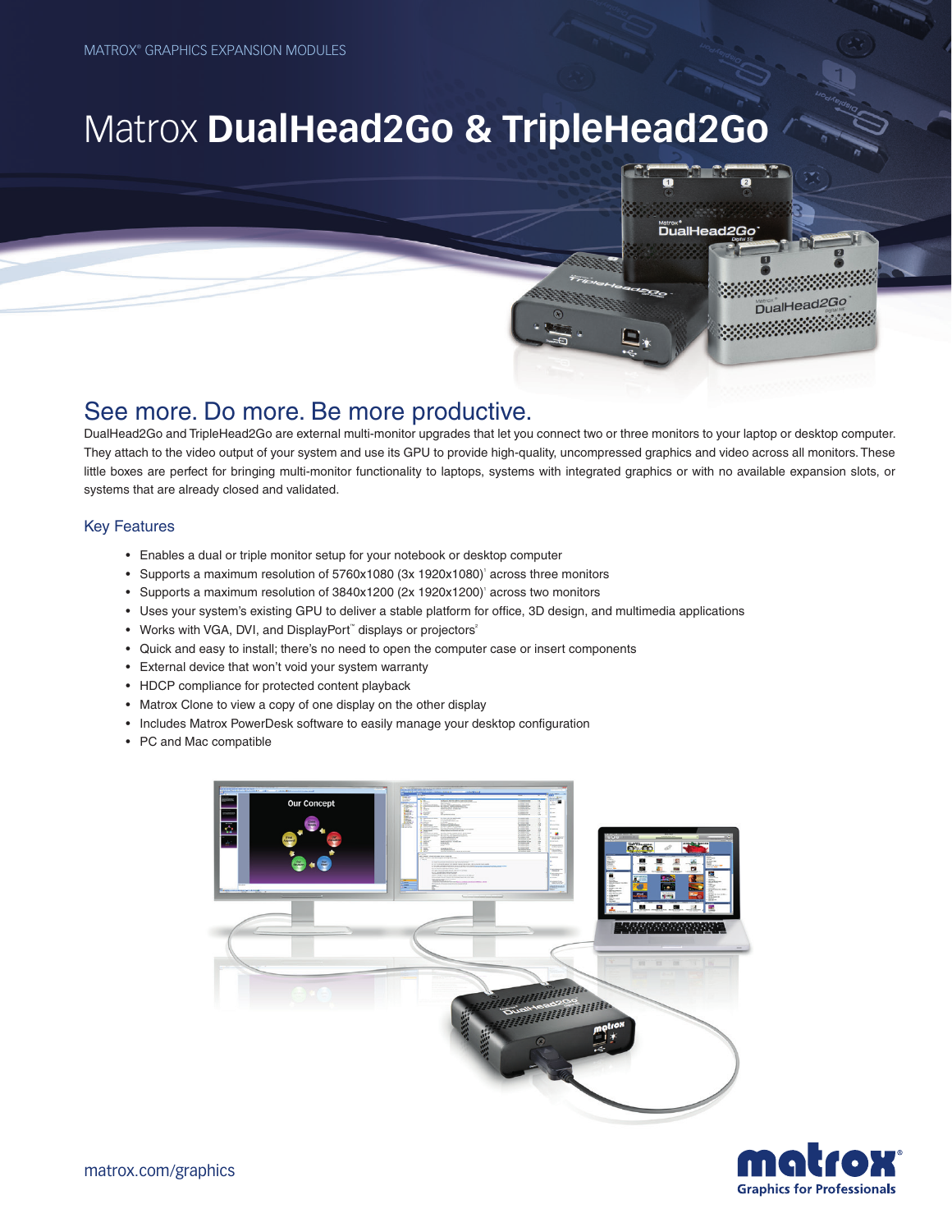MATROX® GRAPHICS EXPANSION MODULES

# Matrox **DualHead2Go & TripleHead2Go**

## See more. Do more. Be more productive.

DualHead2Go and TripleHead2Go are external multi-monitor upgrades that let you connect two or three monitors to your laptop or desktop computer. They attach to the video output of your system and use its GPU to provide high-quality, uncompressed graphics and video across all monitors. These little boxes are perfect for bringing multi-monitor functionality to laptops, systems with integrated graphics or with no available expansion slots, or systems that are already closed and validated.

### Key Features

- Enables a dual or triple monitor setup for your notebook or desktop computer
- Supports a maximum resolution of 5760x1080 (3x 1920x1080)[1] across three monitors
- Supports a maximum resolution of 3840x1200 (2x 1920x1200)[1] across two monitors
- Uses your system's existing GPU to deliver a stable platform for office, 3D design, and multimedia applications
- Works with VGA, DVI, and DisplayPort™ displays or projectors[2]
- Quick and easy to install; there's no need to open the computer case or insert components
- External device that won't void your system warranty
- HDCP compliance for protected content playback
- Matrox Clone to view a copy of one display on the other display
- Includes Matrox PowerDesk software to easily manage your desktop configuration
- PC and Mac compatible

matrox.com/graphics

matrox® Graphics for Professionals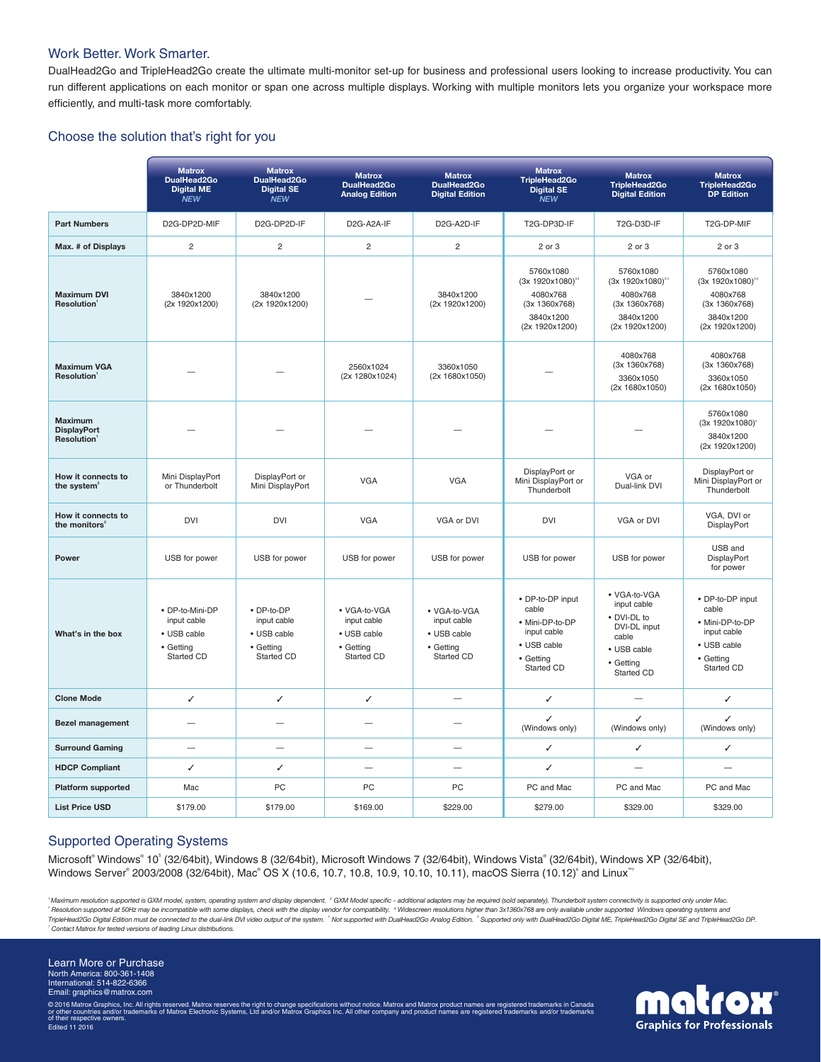## Work Better. Work Smarter.

DualHead2Go and TripleHead2Go create the ultimate multi-monitor set-up for business and professional users looking to increase productivity. You can run different applications on each monitor or span one across multiple displays. Working with multiple monitors lets you organize your workspace more efficiently, and multi-task more comfortably.

## Choose the solution that's right for you

| | Matrox DualHead2Go Digital ME *NEW* | Matrox DualHead2Go Digital SE *NEW* | Matrox DualHead2Go Analog Edition | Matrox DualHead2Go Digital Edition | Matrox TripleHead2Go Digital SE *NEW* | Matrox TripleHead2Go Digital Edition | Matrox TripleHead2Go DP Edition |
|---|---|---|---|---|---|---|---|
| **Part Numbers** | D2G-DP2D-MIF | D2G-DP2D-IF | D2G-A2A-IF | D2G-A2D-IF | T2G-DP3D-IF | T2G-D3D-IF | T2G-DP-MIF |
| **Max. # of Displays** | 2 | 2 | 2 | 2 | 2 or 3 | 2 or 3 | 2 or 3 |
| **Maximum DVI Resolution**[1] | 3840x1200 (2x 1920x1200) | 3840x1200 (2x 1920x1200) | — | 3840x1200 (2x 1920x1200) | 5760x1080 (3x 1920x1080)[3,4] 4080x768 (3x 1360x768) 3840x1200 (2x 1920x1200) | 5760x1080 (3x 1920x1080)[3,4] 4080x768 (3x 1360x768) 3840x1200 (2x 1920x1200) | 5760x1080 (3x 1920x1080)[3,4] 4080x768 (3x 1360x768) 3840x1200 (2x 1920x1200) |
| **Maximum VGA Resolution**[1] | — | — | 2560x1024 (2x 1280x1024) | 3360x1050 (2x 1680x1050) | — | 4080x768 (3x 1360x768) 3360x1050 (2x 1680x1050) | 4080x768 (3x 1360x768) 3360x1050 (2x 1680x1050) |
| **Maximum DisplayPort Resolution**[1] | — | — | — | — | — | — | 5760x1080 (3x 1920x1080)[4] 3840x1200 (2x 1920x1200) |
| **How it connects to the system**[2] | Mini DisplayPort or Thunderbolt | DisplayPort or Mini DisplayPort | VGA | VGA | DisplayPort or Mini DisplayPort or Thunderbolt | VGA or Dual-link DVI | DisplayPort or Mini DisplayPort or Thunderbolt |
| **How it connects to the monitors**[2] | DVI | DVI | VGA | VGA or DVI | DVI | VGA or DVI | VGA, DVI or DisplayPort |
| **Power** | USB for power | USB for power | USB for power | USB for power | USB for power | USB for power | USB and DisplayPort for power |
| **What's in the box** | • DP-to-Mini-DP input cable • USB cable • Getting Started CD | • DP-to-DP input cable • USB cable • Getting Started CD | • VGA-to-VGA input cable • USB cable • Getting Started CD | • VGA-to-VGA input cable • USB cable • Getting Started CD | • DP-to-DP input cable • Mini-DP-to-DP input cable • USB cable • Getting Started CD | • VGA-to-VGA input cable • DVI-DL to DVI-DL input cable • USB cable • Getting Started CD | • DP-to-DP input cable • Mini-DP-to-DP input cable • USB cable • Getting Started CD |
| **Clone Mode** | ✓ | ✓ | ✓ | — | ✓ | — | ✓ |
| **Bezel management** | — | — | — | — | ✓ (Windows only) | ✓ (Windows only) | ✓ (Windows only) |
| **Surround Gaming** | — | — | — | — | ✓ | ✓ | ✓ |
| **HDCP Compliant** | ✓ | ✓ | — | — | ✓ | — | — |
| **Platform supported** | Mac | PC | PC | PC | PC and Mac | PC and Mac | PC and Mac |
| **List Price USD** | $179.00 | $179.00 | $169.00 | $229.00 | $279.00 | $329.00 | $329.00 |

## Supported Operating Systems

Microsoft® Windows® 10[5] (32/64bit), Windows 8 (32/64bit), Microsoft Windows 7 (32/64bit), Windows Vista® (32/64bit), Windows XP (32/64bit), Windows Server® 2003/2008 (32/64bit), Mac® OS X (10.6, 10.7, 10.8, 10.9, 10.10, 10.11), macOS Sierra (10.12)[6] and Linux™[7]

*[1] Maximum resolution supported is GXM model, system, operating system and display dependent. [2] GXM Model specific - additional adapters may be required (sold separately). Thunderbolt system connectivity is supported only under Mac. [3] Resolution supported at 50Hz may be incompatible with some displays, check with the display vendor for compatibility. [4] Widescreen resolutions higher than 3x1360x768 are only available under supported Windows operating systems and TripleHead2Go Digital Edition must be connected to the dual-link DVI video output of the system. [5] Not supported with DualHead2Go Analog Edition. [6] Supported only with DualHead2Go Digital ME, TripleHead2Go Digital SE and TripleHead2Go DP. [7] Contact Matrox for tested versions of leading Linux distributions.*

Learn More or Purchase
North America: 800-361-1408
International: 514-822-6366
Email: graphics@matrox.com

© 2016 Matrox Graphics, Inc. All rights reserved. Matrox reserves the right to change specifications without notice. Matrox and Matrox product names are registered trademarks in Canada or other countries and/or trademarks of Matrox Electronic Systems, Ltd and/or Matrox Graphics Inc. All other company and product names are registered trademarks and/or trademarks of their respective owners.
Edited 11 2016

matrox® Graphics for Professionals